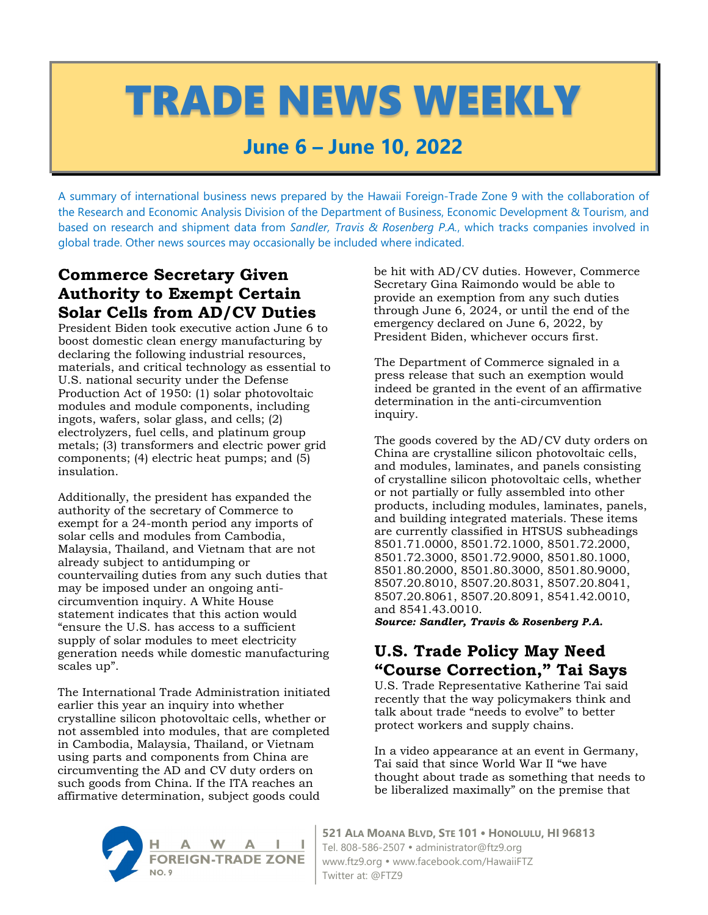# TRADE NEWS WEEKLY

## June 6 – June 10, 2022

A summary of international business news prepared by the Hawaii Foreign-Trade Zone 9 with the collaboration of the Research and Economic Analysis Division of the Department of Business, Economic Development & Tourism, and based on research and shipment data from *Sandler, Travis & Rosenberg P.A.*, which tracks companies involved in global trade. Other news sources may occasionally be included where indicated.

## Commerce Secretary Given Authority to Exempt Certain Solar Cells from AD/CV Duties

President Biden took executive action June 6 to boost domestic clean energy manufacturing by declaring the following industrial resources, materials, and critical technology as essential to U.S. national security under the Defense Production Act of 1950: (1) solar photovoltaic modules and module components, including ingots, wafers, solar glass, and cells; (2) electrolyzers, fuel cells, and platinum group metals; (3) transformers and electric power grid components; (4) electric heat pumps; and (5) insulation.

Additionally, the president has expanded the authority of the secretary of Commerce to exempt for a 24-month period any imports of solar cells and modules from Cambodia, Malaysia, Thailand, and Vietnam that are not already subject to antidumping or countervailing duties from any such duties that may be imposed under an ongoing anti-circumvention inquiry. A White House statement indicates that this action would "ensure the U.S. has access to a sufficient supply of solar modules to meet electricity generation needs while domestic manufacturing scales up".

The International Trade Administration initiated earlier this year an inquiry into whether crystalline silicon photovoltaic cells, whether or not assembled into modules, that are completed in Cambodia, Malaysia, Thailand, or Vietnam using parts and components from China are circumventing the AD and CV duty orders on such goods from China. If the ITA reaches an affirmative determination, subject goods could be hit with AD/CV duties. However, Commerce Secretary Gina Raimondo would be able to provide an exemption from any such duties through June 6, 2024, or until the end of the emergency declared on June 6, 2022, by President Biden, whichever occurs first.

The Department of Commerce signaled in a press release that such an exemption would indeed be granted in the event of an affirmative determination in the anti-circumvention inquiry.

The goods covered by the AD/CV duty orders on China are crystalline silicon photovoltaic cells, and modules, laminates, and panels consisting of crystalline silicon photovoltaic cells, whether or not partially or fully assembled into other products, including modules, laminates, panels, and building integrated materials. These items are currently classified in HTSUS subheadings 8501.71.0000, 8501.72.1000, 8501.72.2000, 8501.72.3000, 8501.72.9000, 8501.80.1000, 8501.80.2000, 8501.80.3000, 8501.80.9000, 8507.20.8010, 8507.20.8031, 8507.20.8041, 8507.20.8061, 8507.20.8091, 8541.42.0010, and 8541.43.0010.

***Source: Sandler, Travis & Rosenberg P.A.***

## U.S. Trade Policy May Need "Course Correction," Tai Says

U.S. Trade Representative Katherine Tai said recently that the way policymakers think and talk about trade "needs to evolve" to better protect workers and supply chains.

In a video appearance at an event in Germany, Tai said that since World War II "we have thought about trade as something that needs to be liberalized maximally" on the premise that

HAWAII FOREIGN-TRADE ZONE NO. 9

**521 Ala Moana Blvd, Ste 101 • Honolulu, HI 96813**
Tel. 808-586-2507 • administrator@ftz9.org
www.ftz9.org • www.facebook.com/HawaiiFTZ
Twitter at: @FTZ9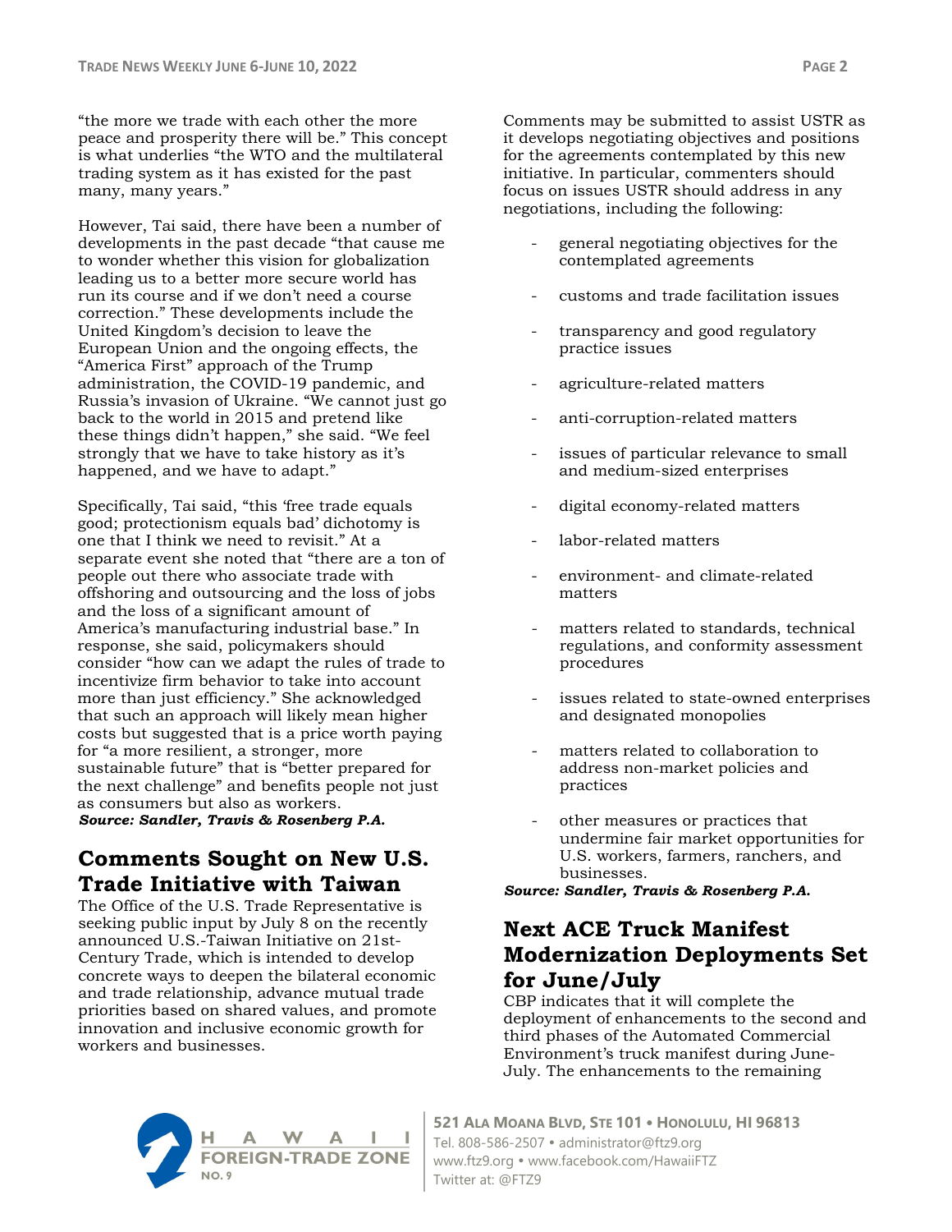"the more we trade with each other the more peace and prosperity there will be." This concept is what underlies "the WTO and the multilateral trading system as it has existed for the past many, many years."

However, Tai said, there have been a number of developments in the past decade "that cause me to wonder whether this vision for globalization leading us to a better more secure world has run its course and if we don't need a course correction." These developments include the United Kingdom's decision to leave the European Union and the ongoing effects, the "America First" approach of the Trump administration, the COVID-19 pandemic, and Russia's invasion of Ukraine. "We cannot just go back to the world in 2015 and pretend like these things didn't happen," she said. "We feel strongly that we have to take history as it's happened, and we have to adapt."

Specifically, Tai said, "this 'free trade equals good; protectionism equals bad' dichotomy is one that I think we need to revisit." At a separate event she noted that "there are a ton of people out there who associate trade with offshoring and outsourcing and the loss of jobs and the loss of a significant amount of America's manufacturing industrial base." In response, she said, policymakers should consider "how can we adapt the rules of trade to incentivize firm behavior to take into account more than just efficiency." She acknowledged that such an approach will likely mean higher costs but suggested that is a price worth paying for "a more resilient, a stronger, more sustainable future" that is "better prepared for the next challenge" and benefits people not just as consumers but also as workers.

***Source: Sandler, Travis & Rosenberg P.A.***

## Comments Sought on New U.S. Trade Initiative with Taiwan

The Office of the U.S. Trade Representative is seeking public input by July 8 on the recently announced U.S.-Taiwan Initiative on 21st-Century Trade, which is intended to develop concrete ways to deepen the bilateral economic and trade relationship, advance mutual trade priorities based on shared values, and promote innovation and inclusive economic growth for workers and businesses.

Comments may be submitted to assist USTR as it develops negotiating objectives and positions for the agreements contemplated by this new initiative. In particular, commenters should focus on issues USTR should address in any negotiations, including the following:

- general negotiating objectives for the contemplated agreements
- customs and trade facilitation issues
- transparency and good regulatory practice issues
- agriculture-related matters
- anti-corruption-related matters
- issues of particular relevance to small and medium-sized enterprises
- digital economy-related matters
- labor-related matters
- environment- and climate-related matters
- matters related to standards, technical regulations, and conformity assessment procedures
- issues related to state-owned enterprises and designated monopolies
- matters related to collaboration to address non-market policies and practices
- other measures or practices that undermine fair market opportunities for U.S. workers, farmers, ranchers, and businesses.

***Source: Sandler, Travis & Rosenberg P.A.***

## Next ACE Truck Manifest Modernization Deployments Set for June/July

CBP indicates that it will complete the deployment of enhancements to the second and third phases of the Automated Commercial Environment's truck manifest during June-July. The enhancements to the remaining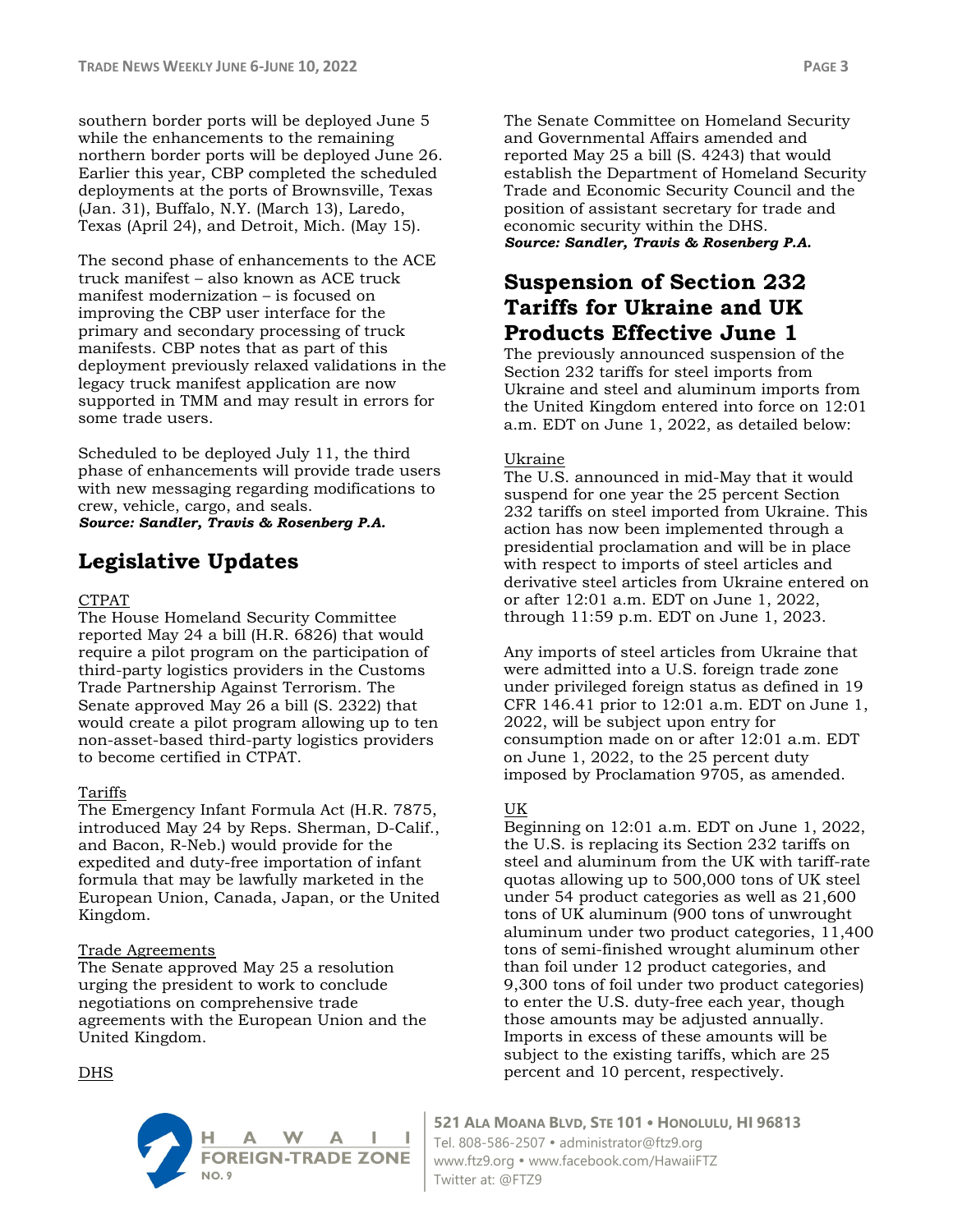southern border ports will be deployed June 5 while the enhancements to the remaining northern border ports will be deployed June 26. Earlier this year, CBP completed the scheduled deployments at the ports of Brownsville, Texas (Jan. 31), Buffalo, N.Y. (March 13), Laredo, Texas (April 24), and Detroit, Mich. (May 15).

The second phase of enhancements to the ACE truck manifest – also known as ACE truck manifest modernization – is focused on improving the CBP user interface for the primary and secondary processing of truck manifests. CBP notes that as part of this deployment previously relaxed validations in the legacy truck manifest application are now supported in TMM and may result in errors for some trade users.

Scheduled to be deployed July 11, the third phase of enhancements will provide trade users with new messaging regarding modifications to crew, vehicle, cargo, and seals.
***Source: Sandler, Travis & Rosenberg P.A.***

## Legislative Updates

<u>CTPAT</u>
The House Homeland Security Committee reported May 24 a bill (H.R. 6826) that would require a pilot program on the participation of third-party logistics providers in the Customs Trade Partnership Against Terrorism. The Senate approved May 26 a bill (S. 2322) that would create a pilot program allowing up to ten non-asset-based third-party logistics providers to become certified in CTPAT.

<u>Tariffs</u>
The Emergency Infant Formula Act (H.R. 7875, introduced May 24 by Reps. Sherman, D-Calif., and Bacon, R-Neb.) would provide for the expedited and duty-free importation of infant formula that may be lawfully marketed in the European Union, Canada, Japan, or the United Kingdom.

<u>Trade Agreements</u>
The Senate approved May 25 a resolution urging the president to work to conclude negotiations on comprehensive trade agreements with the European Union and the United Kingdom.

<u>DHS</u>
The Senate Committee on Homeland Security and Governmental Affairs amended and reported May 25 a bill (S. 4243) that would establish the Department of Homeland Security Trade and Economic Security Council and the position of assistant secretary for trade and economic security within the DHS.
***Source: Sandler, Travis & Rosenberg P.A.***

## Suspension of Section 232 Tariffs for Ukraine and UK Products Effective June 1

The previously announced suspension of the Section 232 tariffs for steel imports from Ukraine and steel and aluminum imports from the United Kingdom entered into force on 12:01 a.m. EDT on June 1, 2022, as detailed below:

<u>Ukraine</u>
The U.S. announced in mid-May that it would suspend for one year the 25 percent Section 232 tariffs on steel imported from Ukraine. This action has now been implemented through a presidential proclamation and will be in place with respect to imports of steel articles and derivative steel articles from Ukraine entered on or after 12:01 a.m. EDT on June 1, 2022, through 11:59 p.m. EDT on June 1, 2023.

Any imports of steel articles from Ukraine that were admitted into a U.S. foreign trade zone under privileged foreign status as defined in 19 CFR 146.41 prior to 12:01 a.m. EDT on June 1, 2022, will be subject upon entry for consumption made on or after 12:01 a.m. EDT on June 1, 2022, to the 25 percent duty imposed by Proclamation 9705, as amended.

<u>UK</u>
Beginning on 12:01 a.m. EDT on June 1, 2022, the U.S. is replacing its Section 232 tariffs on steel and aluminum from the UK with tariff-rate quotas allowing up to 500,000 tons of UK steel under 54 product categories as well as 21,600 tons of UK aluminum (900 tons of unwrought aluminum under two product categories, 11,400 tons of semi-finished wrought aluminum other than foil under 12 product categories, and 9,300 tons of foil under two product categories) to enter the U.S. duty-free each year, though those amounts may be adjusted annually. Imports in excess of these amounts will be subject to the existing tariffs, which are 25 percent and 10 percent, respectively.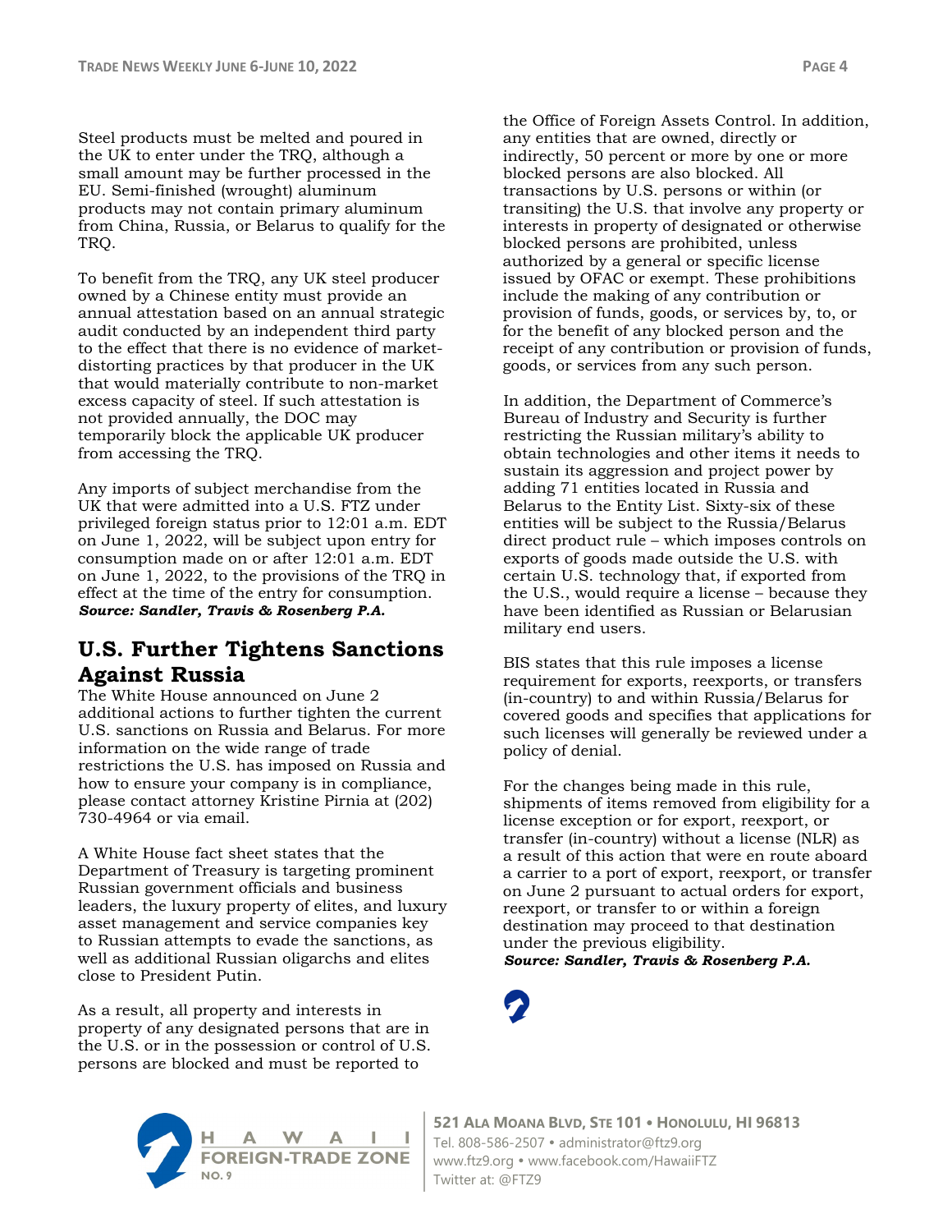Steel products must be melted and poured in the UK to enter under the TRQ, although a small amount may be further processed in the EU. Semi-finished (wrought) aluminum products may not contain primary aluminum from China, Russia, or Belarus to qualify for the TRQ.

To benefit from the TRQ, any UK steel producer owned by a Chinese entity must provide an annual attestation based on an annual strategic audit conducted by an independent third party to the effect that there is no evidence of market-distorting practices by that producer in the UK that would materially contribute to non-market excess capacity of steel. If such attestation is not provided annually, the DOC may temporarily block the applicable UK producer from accessing the TRQ.

Any imports of subject merchandise from the UK that were admitted into a U.S. FTZ under privileged foreign status prior to 12:01 a.m. EDT on June 1, 2022, will be subject upon entry for consumption made on or after 12:01 a.m. EDT on June 1, 2022, to the provisions of the TRQ in effect at the time of the entry for consumption.
***Source: Sandler, Travis & Rosenberg P.A.***

## U.S. Further Tightens Sanctions Against Russia

The White House announced on June 2 additional actions to further tighten the current U.S. sanctions on Russia and Belarus. For more information on the wide range of trade restrictions the U.S. has imposed on Russia and how to ensure your company is in compliance, please contact attorney Kristine Pirnia at (202) 730-4964 or via email.

A White House fact sheet states that the Department of Treasury is targeting prominent Russian government officials and business leaders, the luxury property of elites, and luxury asset management and service companies key to Russian attempts to evade the sanctions, as well as additional Russian oligarchs and elites close to President Putin.

As a result, all property and interests in property of any designated persons that are in the U.S. or in the possession or control of U.S. persons are blocked and must be reported to the Office of Foreign Assets Control. In addition, any entities that are owned, directly or indirectly, 50 percent or more by one or more blocked persons are also blocked. All transactions by U.S. persons or within (or transiting) the U.S. that involve any property or interests in property of designated or otherwise blocked persons are prohibited, unless authorized by a general or specific license issued by OFAC or exempt. These prohibitions include the making of any contribution or provision of funds, goods, or services by, to, or for the benefit of any blocked person and the receipt of any contribution or provision of funds, goods, or services from any such person.

In addition, the Department of Commerce's Bureau of Industry and Security is further restricting the Russian military's ability to obtain technologies and other items it needs to sustain its aggression and project power by adding 71 entities located in Russia and Belarus to the Entity List. Sixty-six of these entities will be subject to the Russia/Belarus direct product rule – which imposes controls on exports of goods made outside the U.S. with certain U.S. technology that, if exported from the U.S., would require a license – because they have been identified as Russian or Belarusian military end users.

BIS states that this rule imposes a license requirement for exports, reexports, or transfers (in-country) to and within Russia/Belarus for covered goods and specifies that applications for such licenses will generally be reviewed under a policy of denial.

For the changes being made in this rule, shipments of items removed from eligibility for a license exception or for export, reexport, or transfer (in-country) without a license (NLR) as a result of this action that were en route aboard a carrier to a port of export, reexport, or transfer on June 2 pursuant to actual orders for export, reexport, or transfer to or within a foreign destination may proceed to that destination under the previous eligibility.
***Source: Sandler, Travis & Rosenberg P.A.***

HAWAII FOREIGN-TRADE ZONE NO. 9

521 Ala Moana Blvd, Ste 101 • Honolulu, HI 96813
Tel. 808-586-2507 • administrator@ftz9.org
www.ftz9.org • www.facebook.com/HawaiiFTZ
Twitter at: @FTZ9